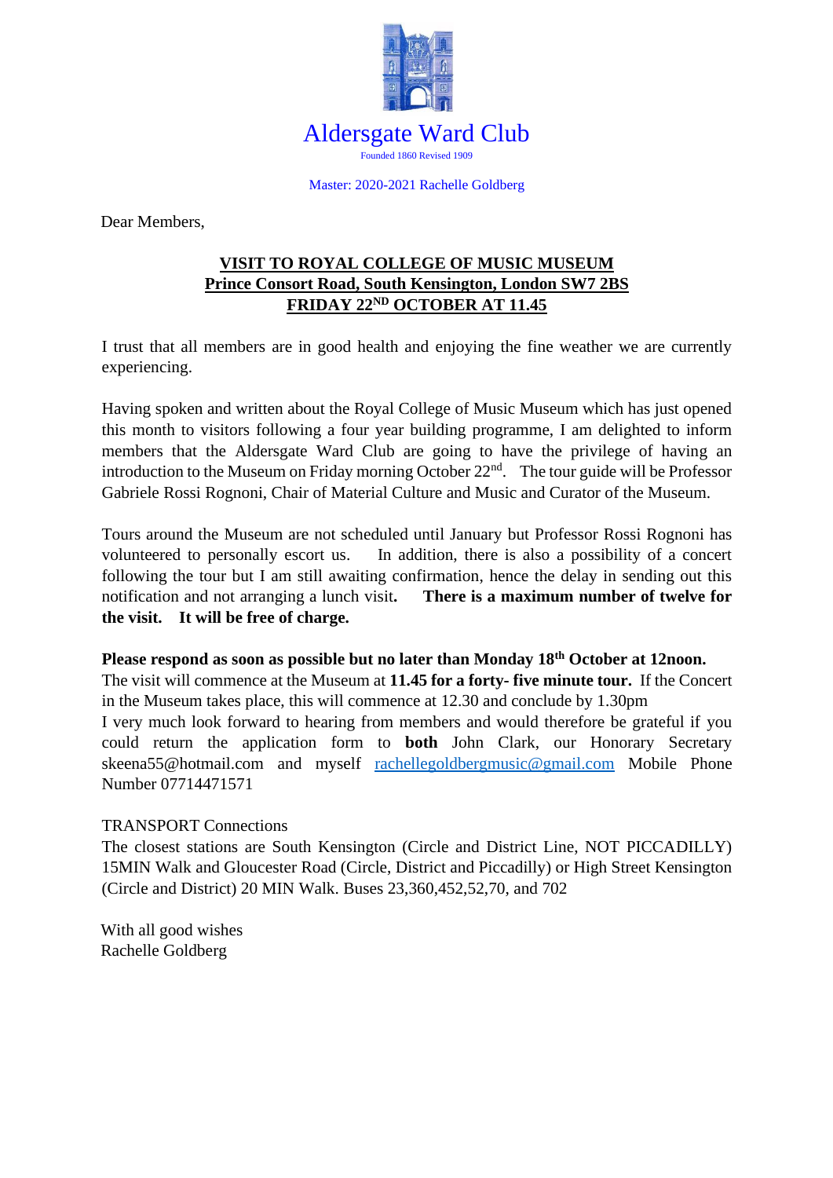# Aldersgate Ward Club

Founded 1860 Revised 1909

Master: 2020-2021 Rachelle Goldberg

Dear Members,

**VISIT TO ROYAL COLLEGE OF MUSIC MUSEUM**
**Prince Consort Road, South Kensington, London SW7 2BS**
**FRIDAY 22ND OCTOBER AT 11.45**

I trust that all members are in good health and enjoying the fine weather we are currently experiencing.

Having spoken and written about the Royal College of Music Museum which has just opened this month to visitors following a four year building programme, I am delighted to inform members that the Aldersgate Ward Club are going to have the privilege of having an introduction to the Museum on Friday morning October 22nd. The tour guide will be Professor Gabriele Rossi Rognoni, Chair of Material Culture and Music and Curator of the Museum.

Tours around the Museum are not scheduled until January but Professor Rossi Rognoni has volunteered to personally escort us. In addition, there is also a possibility of a concert following the tour but I am still awaiting confirmation, hence the delay in sending out this notification and not arranging a lunch visit. **There is a maximum number of twelve for the visit. It will be free of charge.**

**Please respond as soon as possible but no later than Monday 18th October at 12noon.**
The visit will commence at the Museum at **11.45 for a forty- five minute tour.** If the Concert in the Museum takes place, this will commence at 12.30 and conclude by 1.30pm
I very much look forward to hearing from members and would therefore be grateful if you could return the application form to **both** John Clark, our Honorary Secretary skeena55@hotmail.com and myself rachellegoldbergmusic@gmail.com Mobile Phone Number 07714471571

TRANSPORT Connections
The closest stations are South Kensington (Circle and District Line, NOT PICCADILLY) 15MIN Walk and Gloucester Road (Circle, District and Piccadilly) or High Street Kensington (Circle and District) 20 MIN Walk. Buses 23,360,452,52,70, and 702

With all good wishes
Rachelle Goldberg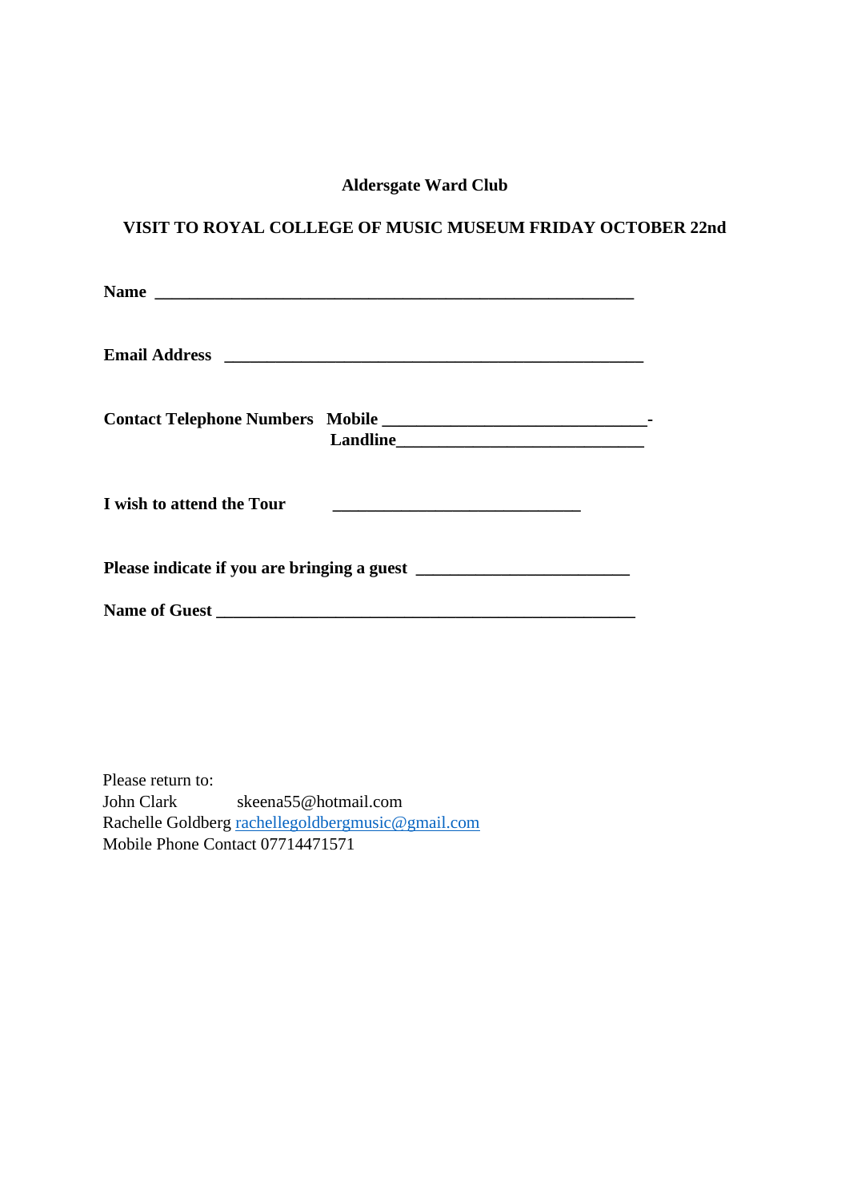**Aldersgate Ward Club**

**VISIT TO ROYAL COLLEGE OF MUSIC MUSEUM FRIDAY OCTOBER 22nd**

**Name** ___________________________________________________________

**Email Address** ____________________________________________________

**Contact Telephone Numbers Mobile** _______________________________-
**Landline**_____________________________

**I wish to attend the Tour** _____________________________

**Please indicate if you are bringing a guest** _________________________

**Name of Guest** __________________________________________________

Please return to:
John Clark skeena55@hotmail.com
Rachelle Goldberg rachellegoldbergmusic@gmail.com
Mobile Phone Contact 07714471571